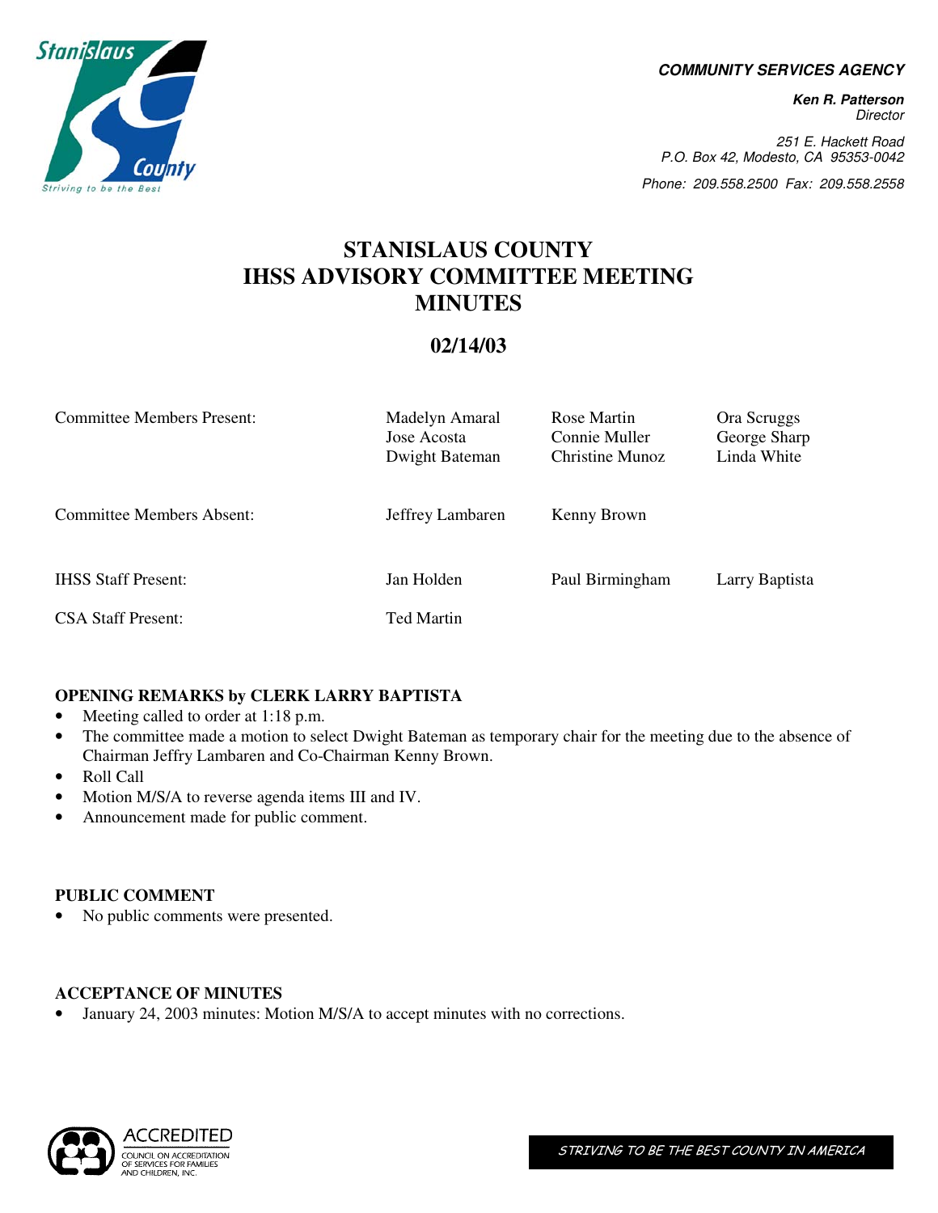**COMMUNITY SERVICES AGENCY**

***Ken R. Patterson***
*Director*

*251 E. Hackett Road*
*P.O. Box 42, Modesto, CA 95353-0042*
*Phone: 209.558.2500 Fax: 209.558.2558*

# STANISLAUS COUNTY IHSS ADVISORY COMMITTEE MEETING MINUTES

## 02/14/03

| | | | |
|---|---|---|---|
| Committee Members Present: | Madelyn Amaral<br>Jose Acosta<br>Dwight Bateman | Rose Martin<br>Connie Muller<br>Christine Munoz | Ora Scruggs<br>George Sharp<br>Linda White |
| Committee Members Absent: | Jeffrey Lambaren | Kenny Brown | |
| IHSS Staff Present: | Jan Holden | Paul Birmingham | Larry Baptista |
| CSA Staff Present: | Ted Martin | | |

### OPENING REMARKS by CLERK LARRY BAPTISTA

- Meeting called to order at 1:18 p.m.
- The committee made a motion to select Dwight Bateman as temporary chair for the meeting due to the absence of Chairman Jeffry Lambaren and Co-Chairman Kenny Brown.
- Roll Call
- Motion M/S/A to reverse agenda items III and IV.
- Announcement made for public comment.

### PUBLIC COMMENT

- No public comments were presented.

### ACCEPTANCE OF MINUTES

- January 24, 2003 minutes: Motion M/S/A to accept minutes with no corrections.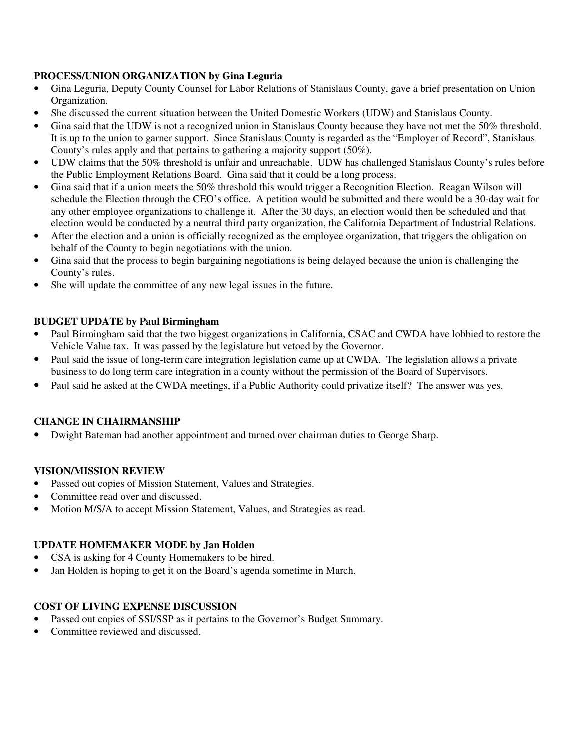**PROCESS/UNION ORGANIZATION by Gina Leguria**

- Gina Leguria, Deputy County Counsel for Labor Relations of Stanislaus County, gave a brief presentation on Union Organization.
- She discussed the current situation between the United Domestic Workers (UDW) and Stanislaus County.
- Gina said that the UDW is not a recognized union in Stanislaus County because they have not met the 50% threshold. It is up to the union to garner support. Since Stanislaus County is regarded as the "Employer of Record", Stanislaus County's rules apply and that pertains to gathering a majority support (50%).
- UDW claims that the 50% threshold is unfair and unreachable. UDW has challenged Stanislaus County's rules before the Public Employment Relations Board. Gina said that it could be a long process.
- Gina said that if a union meets the 50% threshold this would trigger a Recognition Election. Reagan Wilson will schedule the Election through the CEO's office. A petition would be submitted and there would be a 30-day wait for any other employee organizations to challenge it. After the 30 days, an election would then be scheduled and that election would be conducted by a neutral third party organization, the California Department of Industrial Relations.
- After the election and a union is officially recognized as the employee organization, that triggers the obligation on behalf of the County to begin negotiations with the union.
- Gina said that the process to begin bargaining negotiations is being delayed because the union is challenging the County's rules.
- She will update the committee of any new legal issues in the future.

**BUDGET UPDATE by Paul Birmingham**

- Paul Birmingham said that the two biggest organizations in California, CSAC and CWDA have lobbied to restore the Vehicle Value tax. It was passed by the legislature but vetoed by the Governor.
- Paul said the issue of long-term care integration legislation came up at CWDA. The legislation allows a private business to do long term care integration in a county without the permission of the Board of Supervisors.
- Paul said he asked at the CWDA meetings, if a Public Authority could privatize itself? The answer was yes.

**CHANGE IN CHAIRMANSHIP**

- Dwight Bateman had another appointment and turned over chairman duties to George Sharp.

**VISION/MISSION REVIEW**

- Passed out copies of Mission Statement, Values and Strategies.
- Committee read over and discussed.
- Motion M/S/A to accept Mission Statement, Values, and Strategies as read.

**UPDATE HOMEMAKER MODE by Jan Holden**

- CSA is asking for 4 County Homemakers to be hired.
- Jan Holden is hoping to get it on the Board's agenda sometime in March.

**COST OF LIVING EXPENSE DISCUSSION**

- Passed out copies of SSI/SSP as it pertains to the Governor's Budget Summary.
- Committee reviewed and discussed.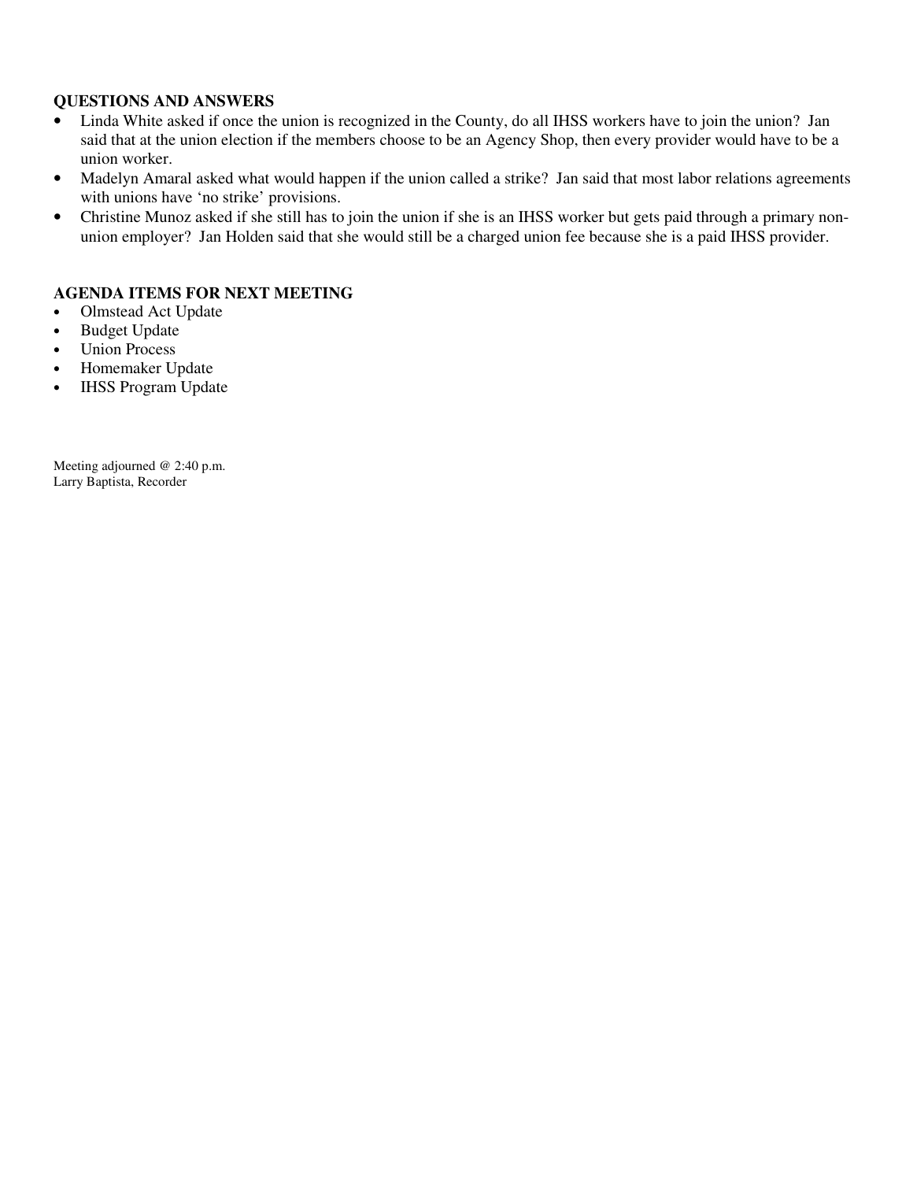**QUESTIONS AND ANSWERS**

- Linda White asked if once the union is recognized in the County, do all IHSS workers have to join the union? Jan said that at the union election if the members choose to be an Agency Shop, then every provider would have to be a union worker.
- Madelyn Amaral asked what would happen if the union called a strike? Jan said that most labor relations agreements with unions have 'no strike' provisions.
- Christine Munoz asked if she still has to join the union if she is an IHSS worker but gets paid through a primary non-union employer? Jan Holden said that she would still be a charged union fee because she is a paid IHSS provider.

**AGENDA ITEMS FOR NEXT MEETING**

- Olmstead Act Update
- Budget Update
- Union Process
- Homemaker Update
- IHSS Program Update

Meeting adjourned @ 2:40 p.m.
Larry Baptista, Recorder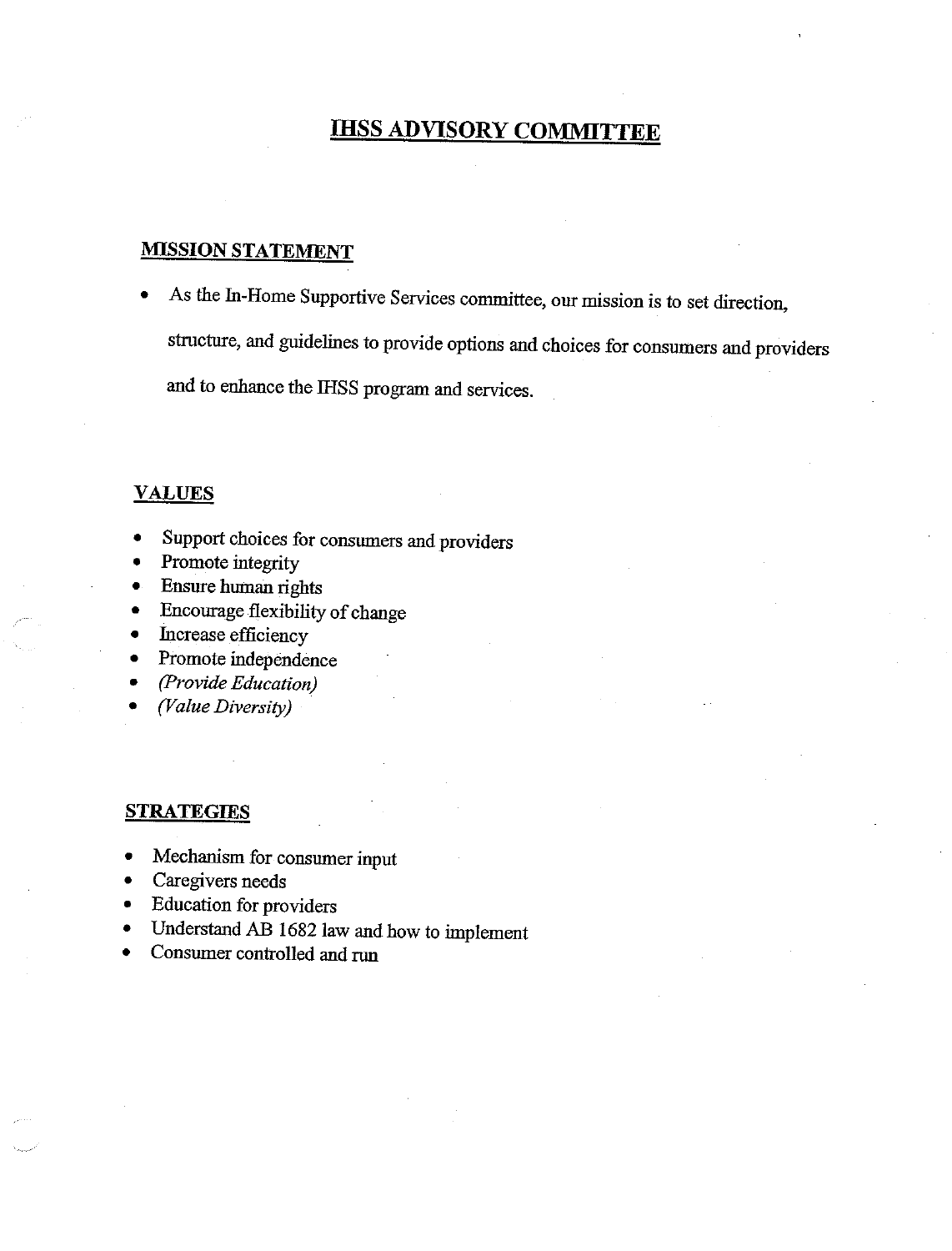# IHSS ADVISORY COMMITTEE

## MISSION STATEMENT

- As the In-Home Supportive Services committee, our mission is to set direction, structure, and guidelines to provide options and choices for consumers and providers and to enhance the IHSS program and services.

## VALUES

- Support choices for consumers and providers
- Promote integrity
- Ensure human rights
- Encourage flexibility of change
- Increase efficiency
- Promote independence
- *(Provide Education)*
- *(Value Diversity)*

## STRATEGIES

- Mechanism for consumer input
- Caregivers needs
- Education for providers
- Understand AB 1682 law and how to implement
- Consumer controlled and run